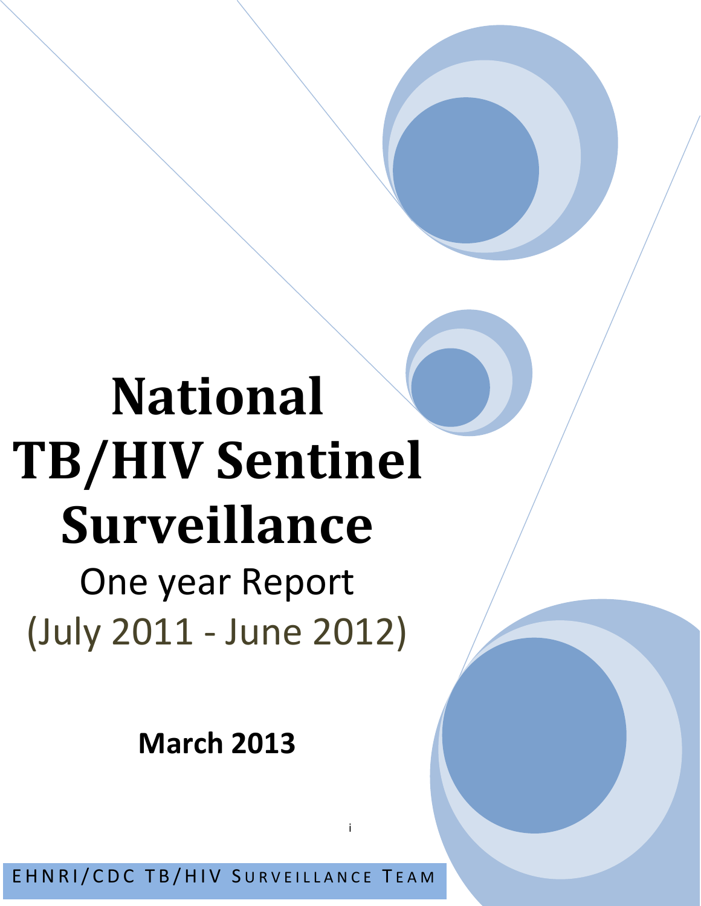# National TB/HIV Sentinel Surveillance

One year Report

(July 2011 - June 2012)

**March 2013**

EHNRI/CDC TB/HIV SURVEILLANCE TEAM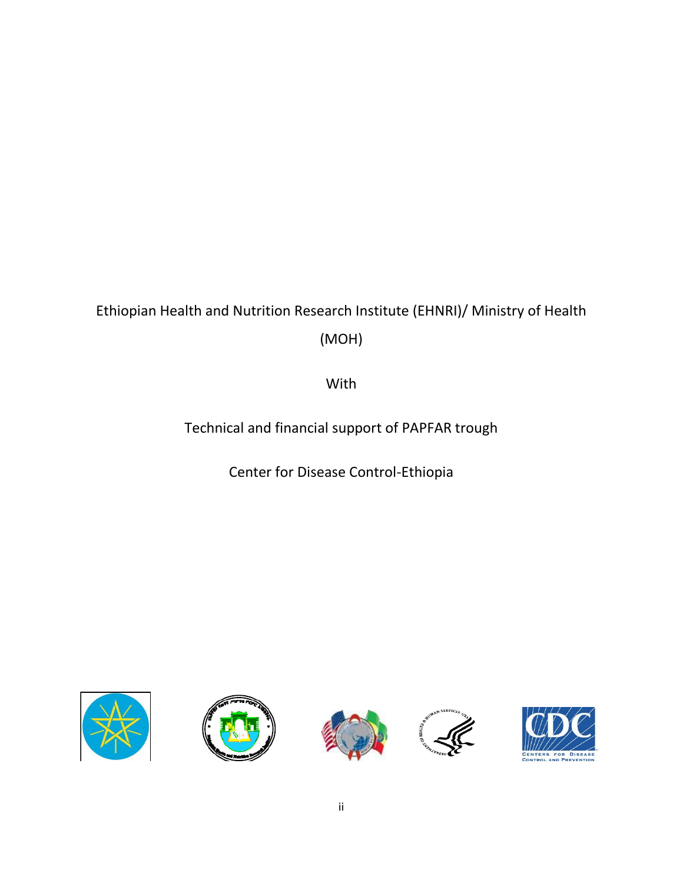Ethiopian Health and Nutrition Research Institute (EHNRI)/ Ministry of Health (MOH)

With

Technical and financial support of PAPFAR trough

Center for Disease Control-Ethiopia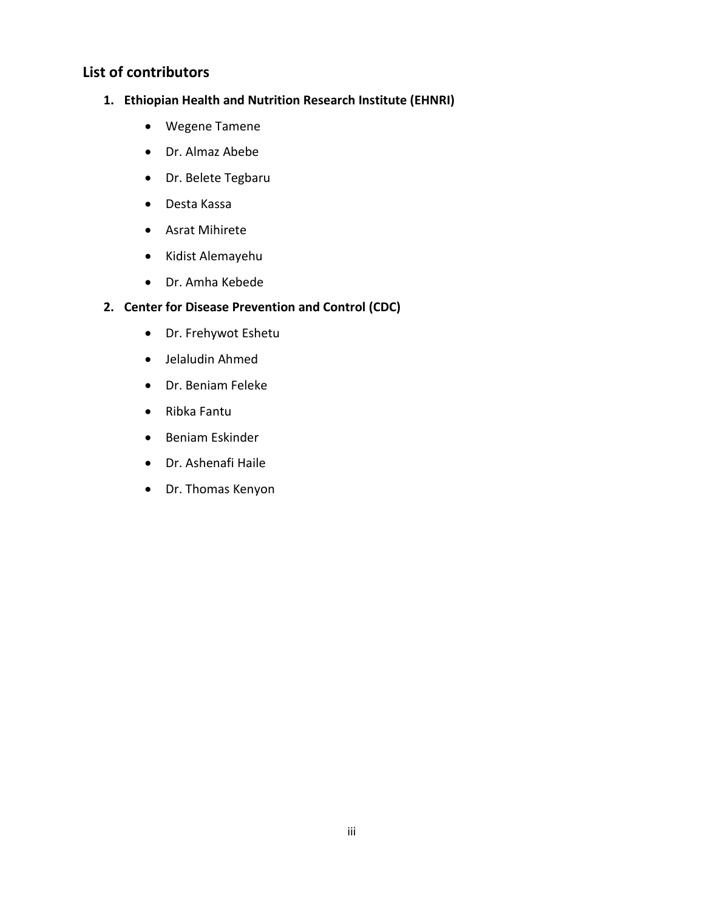## List of contributors

1. **Ethiopian Health and Nutrition Research Institute (EHNRI)**
    - Wegene Tamene
    - Dr. Almaz Abebe
    - Dr. Belete Tegbaru
    - Desta Kassa
    - Asrat Mihirete
    - Kidist Alemayehu
    - Dr. Amha Kebede
2. **Center for Disease Prevention and Control (CDC)**
    - Dr. Frehywot Eshetu
    - Jelaludin Ahmed
    - Dr. Beniam Feleke
    - Ribka Fantu
    - Beniam Eskinder
    - Dr. Ashenafi Haile
    - Dr. Thomas Kenyon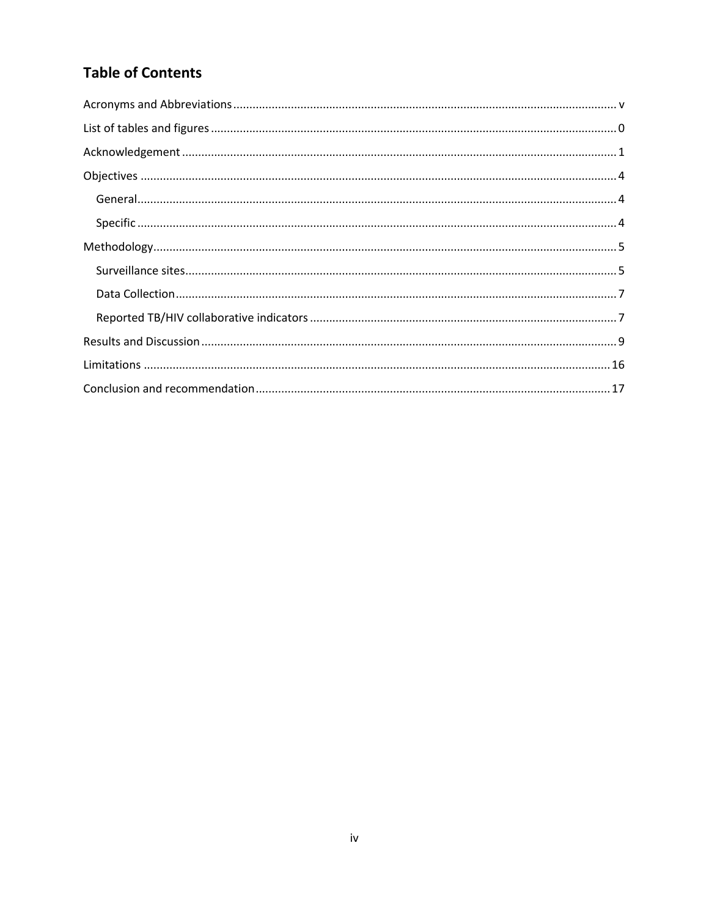# Table of Contents

Acronyms and Abbreviations ........ v

List of tables and figures ........ 0

Acknowledgement ........ 1

Objectives ........ 4

- General ........ 4
- Specific ........ 4

Methodology ........ 5

- Surveillance sites ........ 5
- Data Collection ........ 7
- Reported TB/HIV collaborative indicators ........ 7

Results and Discussion ........ 9

Limitations ........ 16

Conclusion and recommendation ........ 17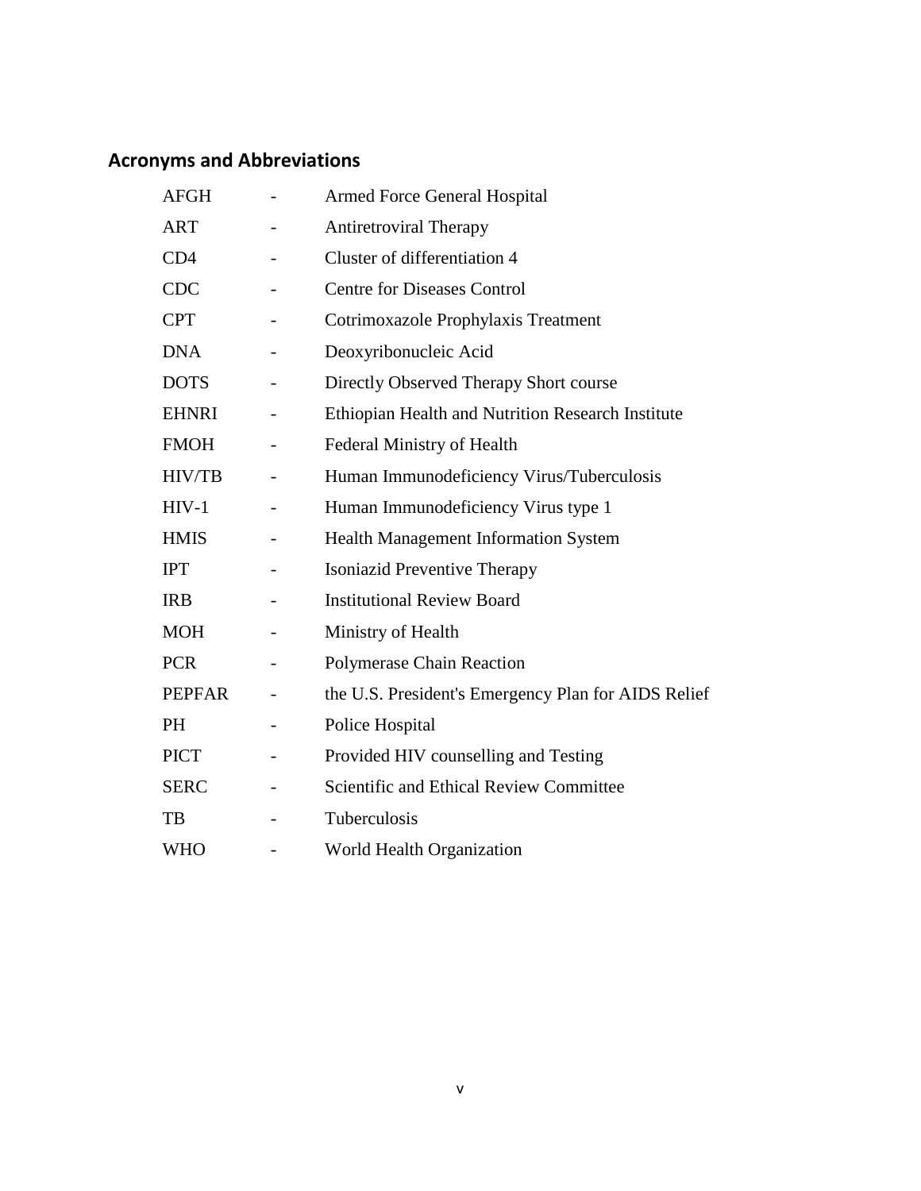## Acronyms and Abbreviations

| | | |
|---|---|---|
| AFGH | - | Armed Force General Hospital |
| ART | - | Antiretroviral Therapy |
| CD4 | - | Cluster of differentiation 4 |
| CDC | - | Centre for Diseases Control |
| CPT | - | Cotrimoxazole Prophylaxis Treatment |
| DNA | - | Deoxyribonucleic Acid |
| DOTS | - | Directly Observed Therapy Short course |
| EHNRI | - | Ethiopian Health and Nutrition Research Institute |
| FMOH | - | Federal Ministry of Health |
| HIV/TB | - | Human Immunodeficiency Virus/Tuberculosis |
| HIV-1 | - | Human Immunodeficiency Virus type 1 |
| HMIS | - | Health Management Information System |
| IPT | - | Isoniazid Preventive Therapy |
| IRB | - | Institutional Review Board |
| MOH | - | Ministry of Health |
| PCR | - | Polymerase Chain Reaction |
| PEPFAR | - | the U.S. President's Emergency Plan for AIDS Relief |
| PH | - | Police Hospital |
| PICT | - | Provided HIV counselling and Testing |
| SERC | - | Scientific and Ethical Review Committee |
| TB | - | Tuberculosis |
| WHO | - | World Health Organization |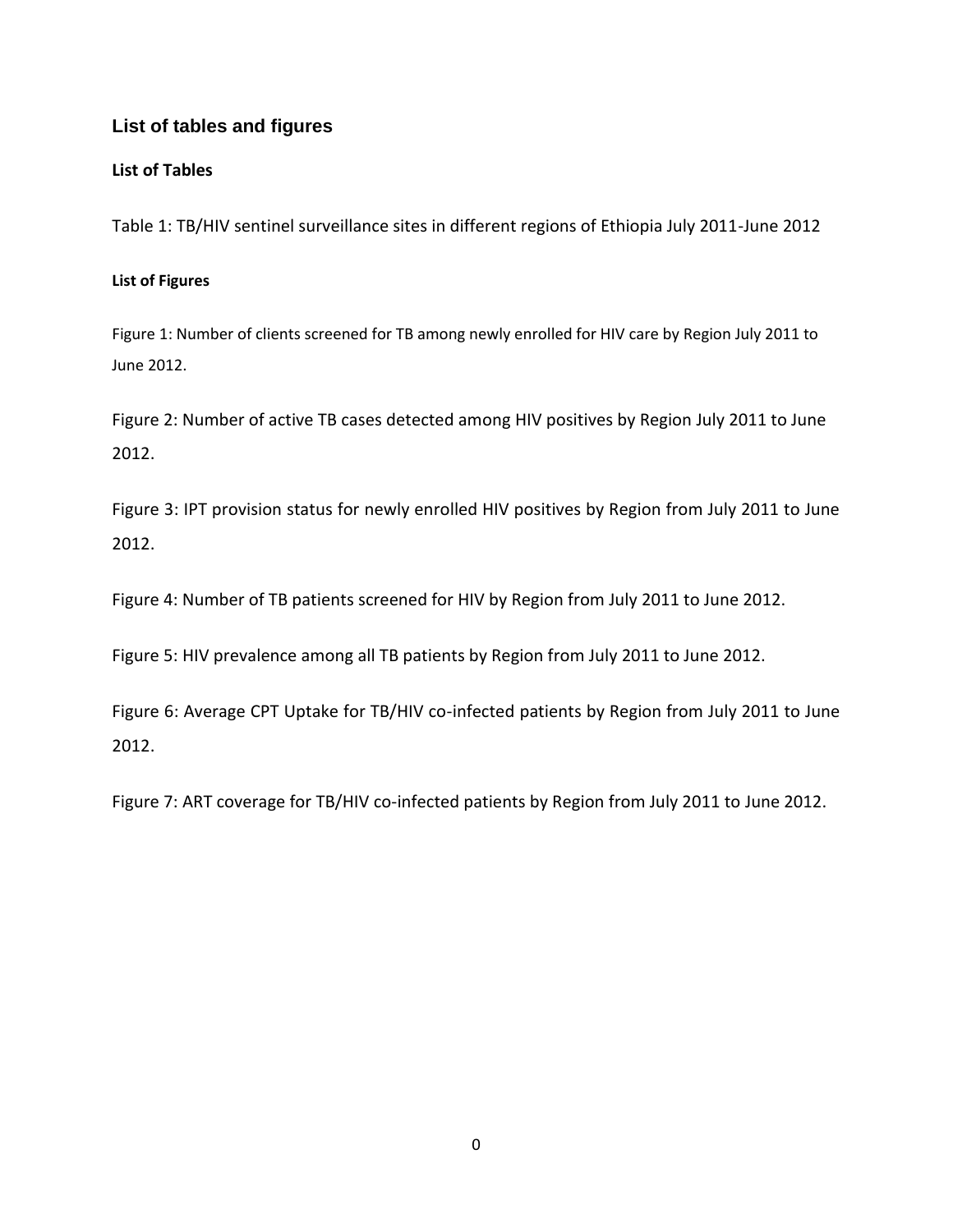## List of tables and figures

### List of Tables

Table 1: TB/HIV sentinel surveillance sites in different regions of Ethiopia July 2011-June 2012

### List of Figures

Figure 1: Number of clients screened for TB among newly enrolled for HIV care by Region July 2011 to June 2012.

Figure 2: Number of active TB cases detected among HIV positives by Region July 2011 to June 2012.

Figure 3: IPT provision status for newly enrolled HIV positives by Region from July 2011 to June 2012.

Figure 4: Number of TB patients screened for HIV by Region from July 2011 to June 2012.

Figure 5: HIV prevalence among all TB patients by Region from July 2011 to June 2012.

Figure 6: Average CPT Uptake for TB/HIV co-infected patients by Region from July 2011 to June 2012.

Figure 7: ART coverage for TB/HIV co-infected patients by Region from July 2011 to June 2012.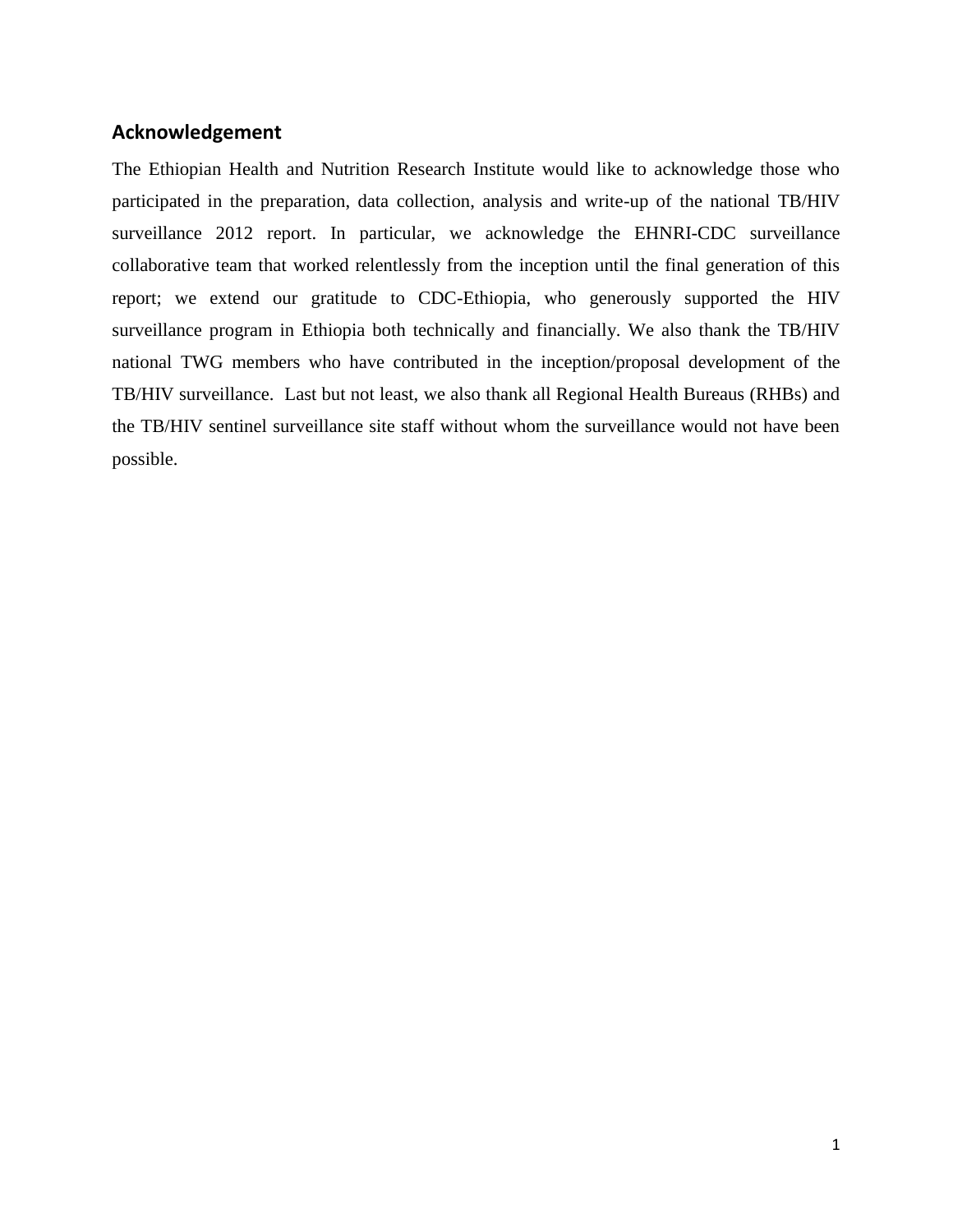## Acknowledgement

The Ethiopian Health and Nutrition Research Institute would like to acknowledge those who participated in the preparation, data collection, analysis and write-up of the national TB/HIV surveillance 2012 report. In particular, we acknowledge the EHNRI-CDC surveillance collaborative team that worked relentlessly from the inception until the final generation of this report; we extend our gratitude to CDC-Ethiopia, who generously supported the HIV surveillance program in Ethiopia both technically and financially. We also thank the TB/HIV national TWG members who have contributed in the inception/proposal development of the TB/HIV surveillance. Last but not least, we also thank all Regional Health Bureaus (RHBs) and the TB/HIV sentinel surveillance site staff without whom the surveillance would not have been possible.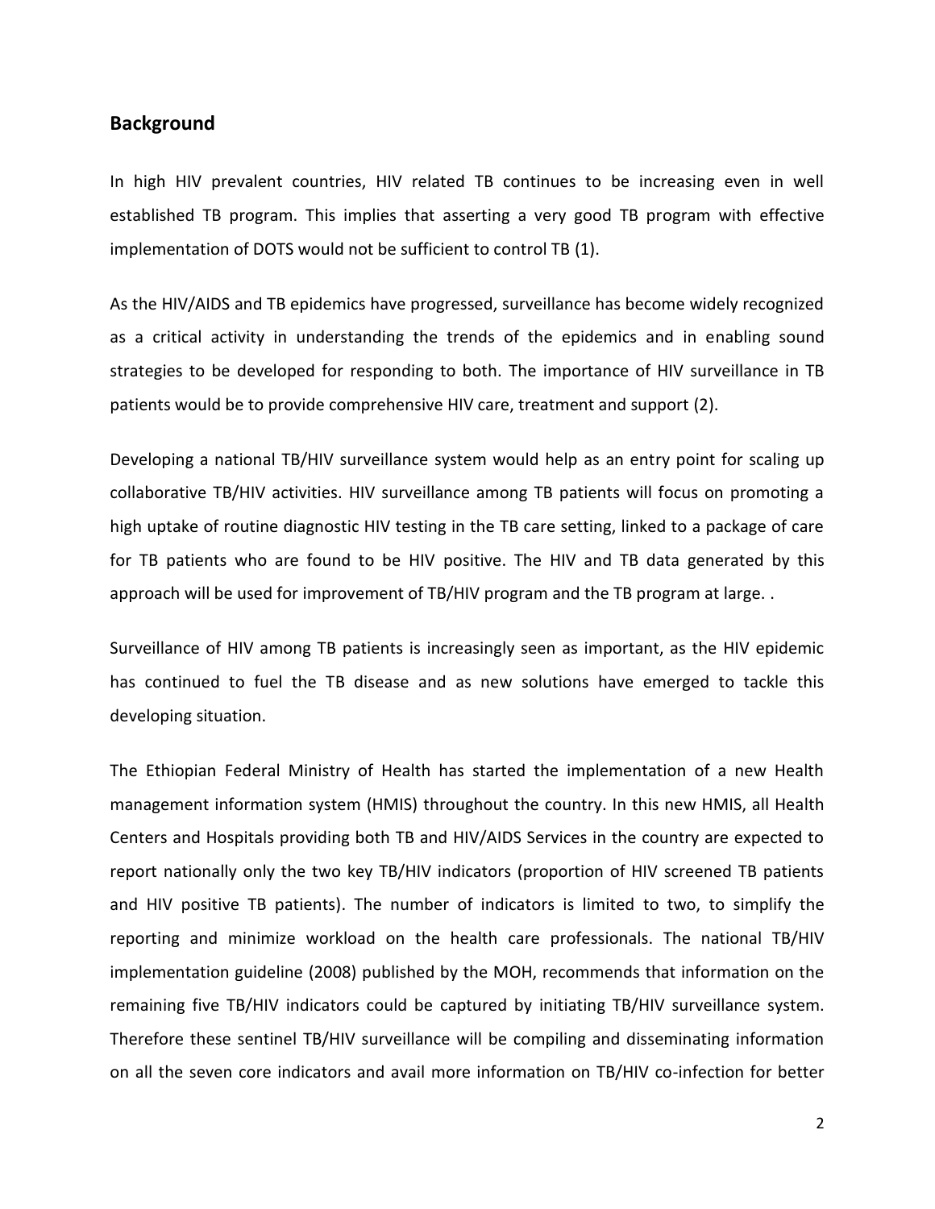## Background

In high HIV prevalent countries, HIV related TB continues to be increasing even in well established TB program. This implies that asserting a very good TB program with effective implementation of DOTS would not be sufficient to control TB (1).

As the HIV/AIDS and TB epidemics have progressed, surveillance has become widely recognized as a critical activity in understanding the trends of the epidemics and in enabling sound strategies to be developed for responding to both. The importance of HIV surveillance in TB patients would be to provide comprehensive HIV care, treatment and support (2).

Developing a national TB/HIV surveillance system would help as an entry point for scaling up collaborative TB/HIV activities. HIV surveillance among TB patients will focus on promoting a high uptake of routine diagnostic HIV testing in the TB care setting, linked to a package of care for TB patients who are found to be HIV positive. The HIV and TB data generated by this approach will be used for improvement of TB/HIV program and the TB program at large. .

Surveillance of HIV among TB patients is increasingly seen as important, as the HIV epidemic has continued to fuel the TB disease and as new solutions have emerged to tackle this developing situation.

The Ethiopian Federal Ministry of Health has started the implementation of a new Health management information system (HMIS) throughout the country. In this new HMIS, all Health Centers and Hospitals providing both TB and HIV/AIDS Services in the country are expected to report nationally only the two key TB/HIV indicators (proportion of HIV screened TB patients and HIV positive TB patients). The number of indicators is limited to two, to simplify the reporting and minimize workload on the health care professionals. The national TB/HIV implementation guideline (2008) published by the MOH, recommends that information on the remaining five TB/HIV indicators could be captured by initiating TB/HIV surveillance system. Therefore these sentinel TB/HIV surveillance will be compiling and disseminating information on all the seven core indicators and avail more information on TB/HIV co-infection for better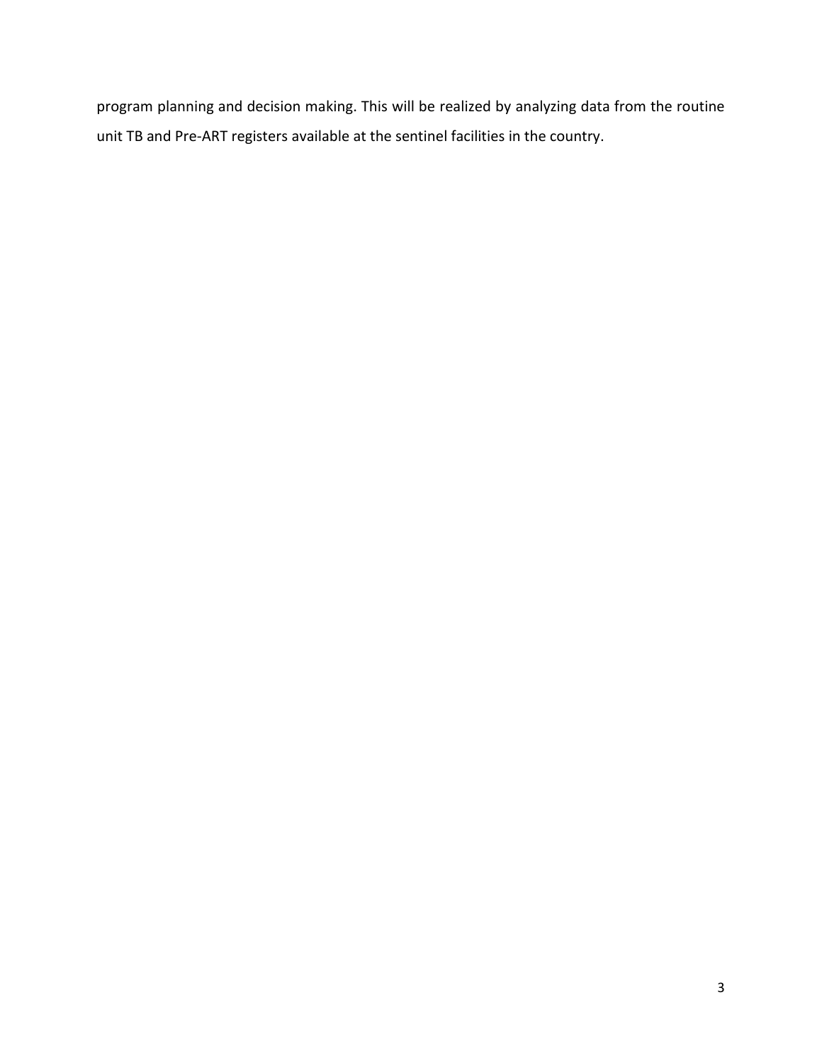program planning and decision making. This will be realized by analyzing data from the routine unit TB and Pre-ART registers available at the sentinel facilities in the country.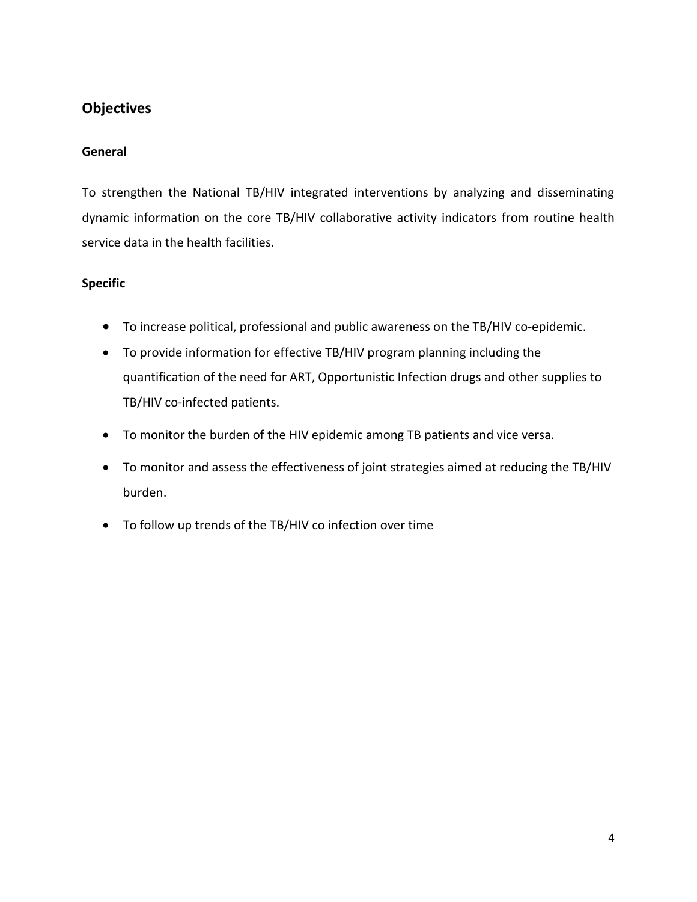## Objectives

### General

To strengthen the National TB/HIV integrated interventions by analyzing and disseminating dynamic information on the core TB/HIV collaborative activity indicators from routine health service data in the health facilities.

### Specific

- To increase political, professional and public awareness on the TB/HIV co-epidemic.
- To provide information for effective TB/HIV program planning including the quantification of the need for ART, Opportunistic Infection drugs and other supplies to TB/HIV co-infected patients.
- To monitor the burden of the HIV epidemic among TB patients and vice versa.
- To monitor and assess the effectiveness of joint strategies aimed at reducing the TB/HIV burden.
- To follow up trends of the TB/HIV co infection over time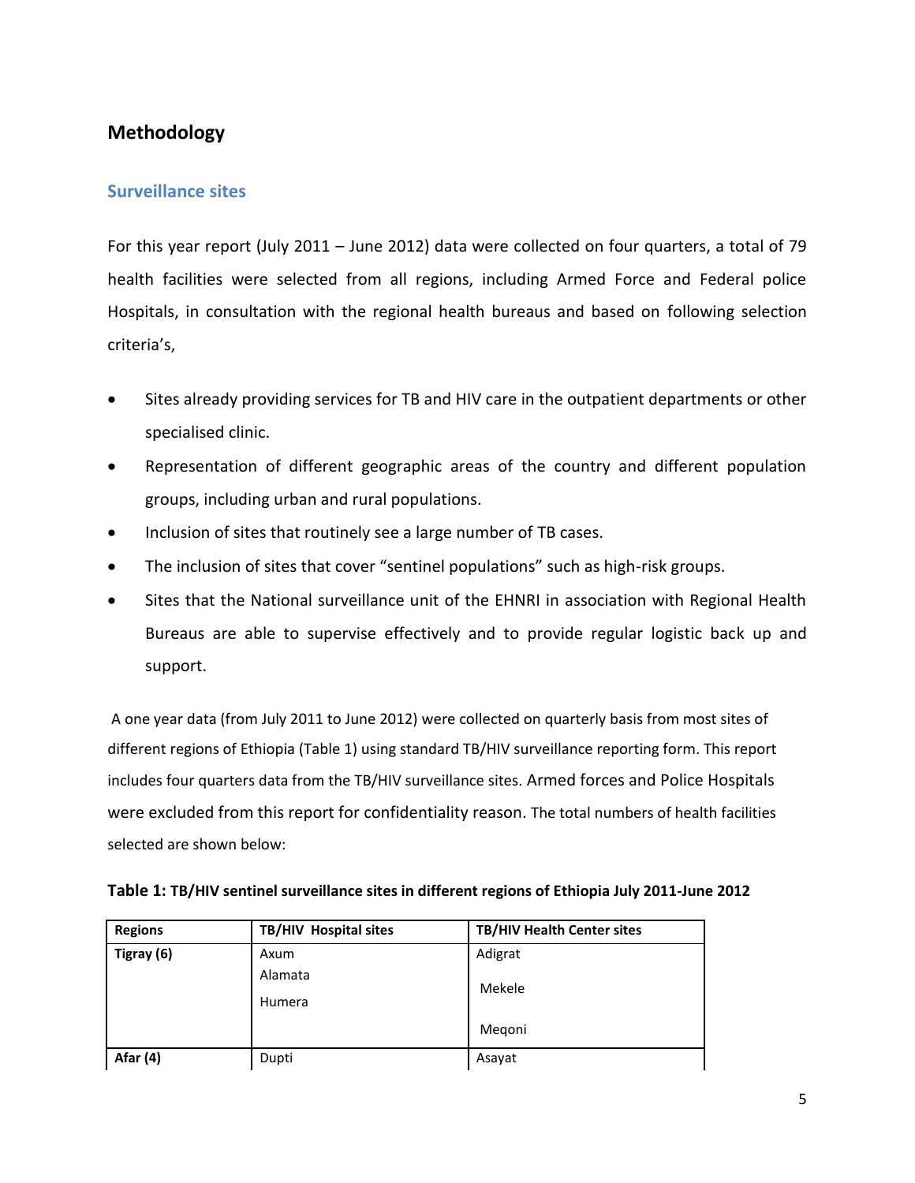## Methodology

### Surveillance sites

For this year report (July 2011 – June 2012) data were collected on four quarters, a total of 79 health facilities were selected from all regions, including Armed Force and Federal police Hospitals, in consultation with the regional health bureaus and based on following selection criteria's,

- Sites already providing services for TB and HIV care in the outpatient departments or other specialised clinic.
- Representation of different geographic areas of the country and different population groups, including urban and rural populations.
- Inclusion of sites that routinely see a large number of TB cases.
- The inclusion of sites that cover "sentinel populations" such as high-risk groups.
- Sites that the National surveillance unit of the EHNRI in association with Regional Health Bureaus are able to supervise effectively and to provide regular logistic back up and support.

A one year data (from July 2011 to June 2012) were collected on quarterly basis from most sites of different regions of Ethiopia (Table 1) using standard TB/HIV surveillance reporting form. This report includes four quarters data from the TB/HIV surveillance sites. Armed forces and Police Hospitals were excluded from this report for confidentiality reason. The total numbers of health facilities selected are shown below:

**Table 1: TB/HIV sentinel surveillance sites in different regions of Ethiopia July 2011-June 2012**

| Regions | TB/HIV Hospital sites | TB/HIV Health Center sites |
|---|---|---|
| **Tigray (6)** | Axum<br>Alamata<br>Humera | Adigrat<br>Mekele<br>Meqoni |
| **Afar (4)** | Dupti | Asayat |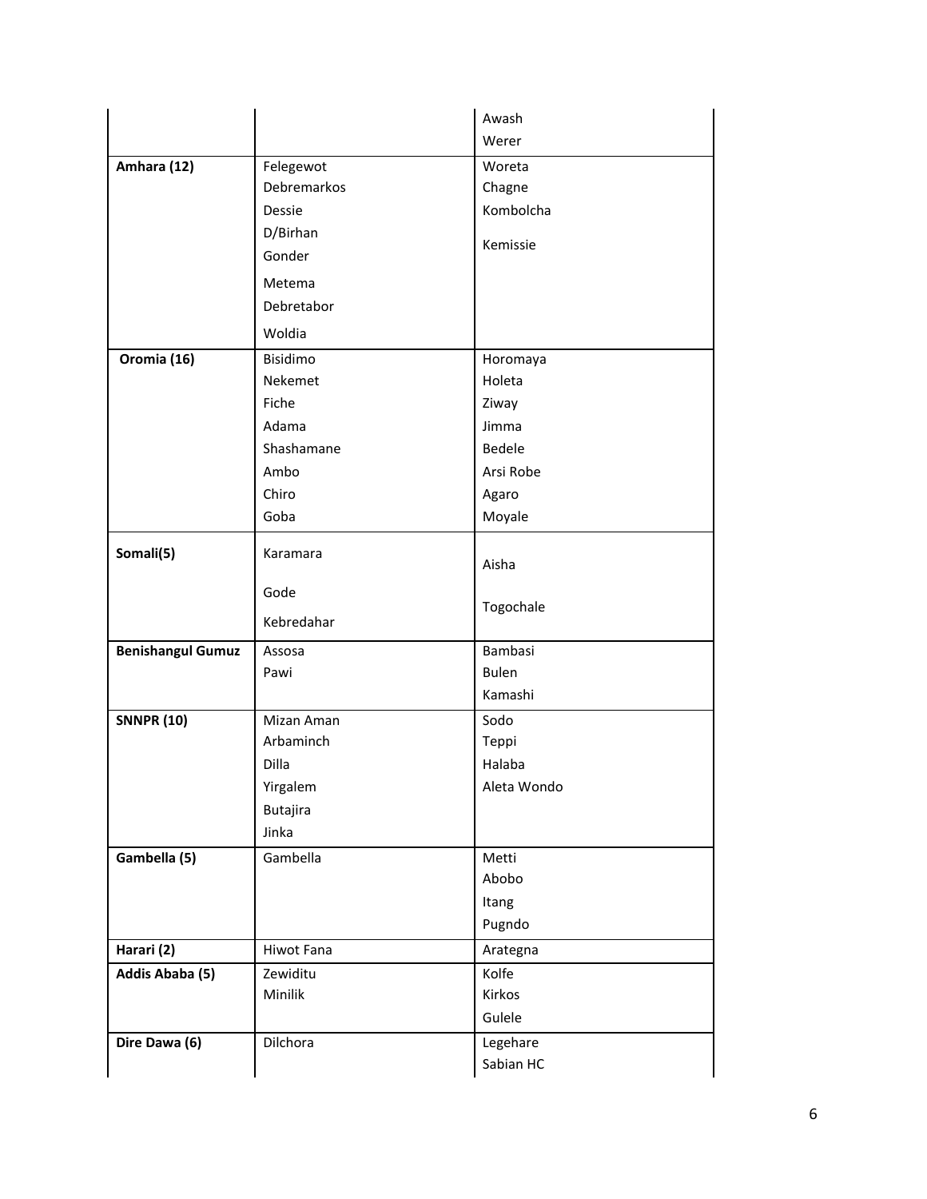| | | |
|---|---|---|
| | | Awash<br>Werer |
| **Amhara (12)** | Felegewot<br>Debremarkos<br>Dessie<br>D/Birhan<br>Gonder<br>Metema<br>Debretabor<br>Woldia | Woreta<br>Chagne<br>Kombolcha<br>Kemissie |
| **Oromia (16)** | Bisidimo<br>Nekemet<br>Fiche<br>Adama<br>Shashamane<br>Ambo<br>Chiro<br>Goba | Horomaya<br>Holeta<br>Ziway<br>Jimma<br>Bedele<br>Arsi Robe<br>Agaro<br>Moyale |
| **Somali(5)** | Karamara<br>Gode<br>Kebredahar | Aisha<br>Togochale |
| **Benishangul Gumuz** | Assosa<br>Pawi | Bambasi<br>Bulen<br>Kamashi |
| **SNNPR (10)** | Mizan Aman<br>Arbaminch<br>Dilla<br>Yirgalem<br>Butajira<br>Jinka | Sodo<br>Teppi<br>Halaba<br>Aleta Wondo |
| **Gambella (5)** | Gambella | Metti<br>Abobo<br>Itang<br>Pugndo |
| **Harari (2)** | Hiwot Fana | Arategna |
| **Addis Ababa (5)** | Zewiditu<br>Minilik | Kolfe<br>Kirkos<br>Gulele |
| **Dire Dawa (6)** | Dilchora | Legehare<br>Sabian HC |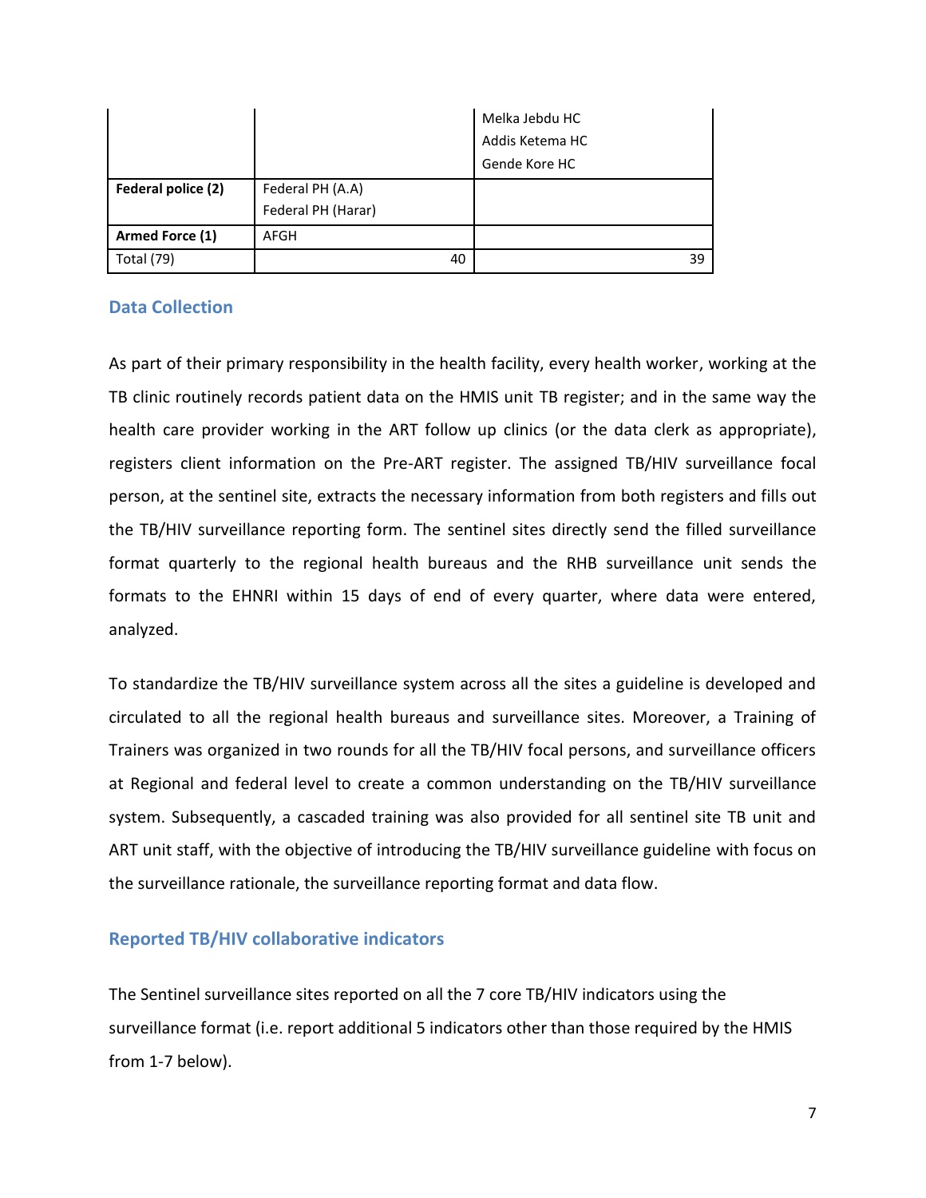| | | |
|---|---|---|
| | | Melka Jebdu HC<br>Addis Ketema HC<br>Gende Kore HC |
| **Federal police (2)** | Federal PH (A.A)<br>Federal PH (Harar) | |
| **Armed Force (1)** | AFGH | |
| Total (79) | 40 | 39 |

## Data Collection

As part of their primary responsibility in the health facility, every health worker, working at the TB clinic routinely records patient data on the HMIS unit TB register; and in the same way the health care provider working in the ART follow up clinics (or the data clerk as appropriate), registers client information on the Pre-ART register. The assigned TB/HIV surveillance focal person, at the sentinel site, extracts the necessary information from both registers and fills out the TB/HIV surveillance reporting form. The sentinel sites directly send the filled surveillance format quarterly to the regional health bureaus and the RHB surveillance unit sends the formats to the EHNRI within 15 days of end of every quarter, where data were entered, analyzed.

To standardize the TB/HIV surveillance system across all the sites a guideline is developed and circulated to all the regional health bureaus and surveillance sites. Moreover, a Training of Trainers was organized in two rounds for all the TB/HIV focal persons, and surveillance officers at Regional and federal level to create a common understanding on the TB/HIV surveillance system. Subsequently, a cascaded training was also provided for all sentinel site TB unit and ART unit staff, with the objective of introducing the TB/HIV surveillance guideline with focus on the surveillance rationale, the surveillance reporting format and data flow.

## Reported TB/HIV collaborative indicators

The Sentinel surveillance sites reported on all the 7 core TB/HIV indicators using the surveillance format (i.e. report additional 5 indicators other than those required by the HMIS from 1-7 below).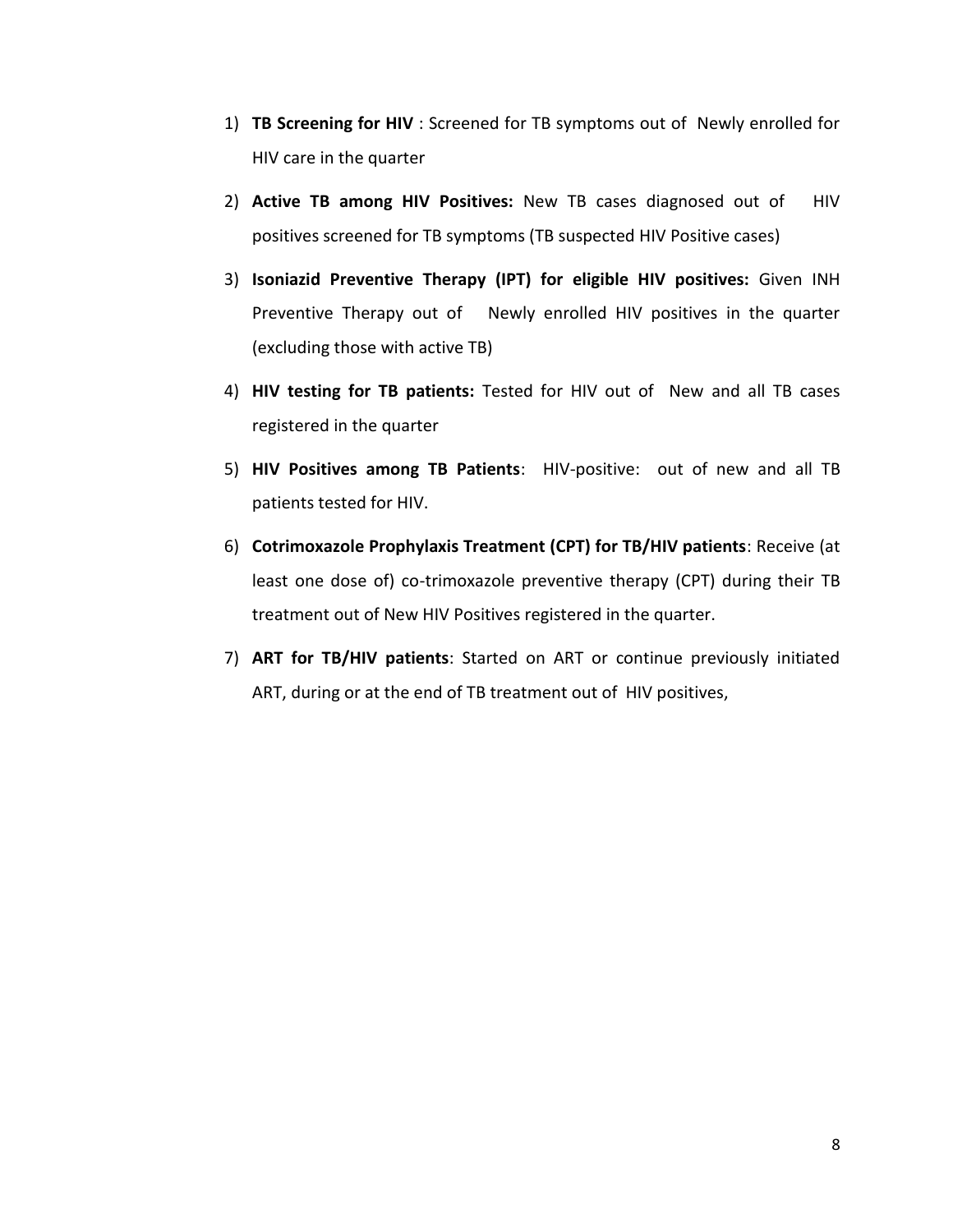1) **TB Screening for HIV** : Screened for TB symptoms out of Newly enrolled for HIV care in the quarter
2) **Active TB among HIV Positives:** New TB cases diagnosed out of HIV positives screened for TB symptoms (TB suspected HIV Positive cases)
3) **Isoniazid Preventive Therapy (IPT) for eligible HIV positives:** Given INH Preventive Therapy out of Newly enrolled HIV positives in the quarter (excluding those with active TB)
4) **HIV testing for TB patients:** Tested for HIV out of New and all TB cases registered in the quarter
5) **HIV Positives among TB Patients**: HIV-positive: out of new and all TB patients tested for HIV.
6) **Cotrimoxazole Prophylaxis Treatment (CPT) for TB/HIV patients**: Receive (at least one dose of) co-trimoxazole preventive therapy (CPT) during their TB treatment out of New HIV Positives registered in the quarter.
7) **ART for TB/HIV patients**: Started on ART or continue previously initiated ART, during or at the end of TB treatment out of HIV positives,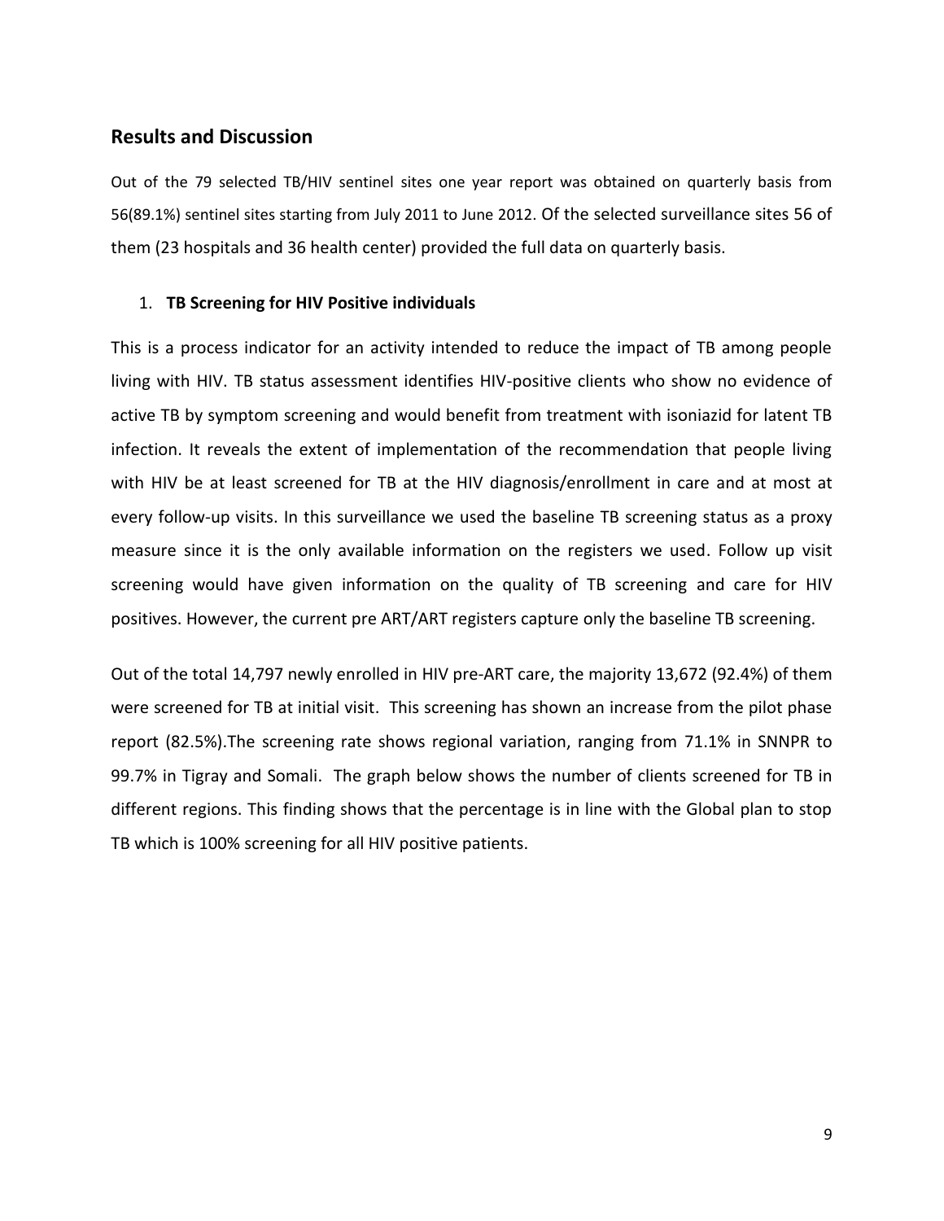## Results and Discussion

Out of the 79 selected TB/HIV sentinel sites one year report was obtained on quarterly basis from 56(89.1%) sentinel sites starting from July 2011 to June 2012. Of the selected surveillance sites 56 of them (23 hospitals and 36 health center) provided the full data on quarterly basis.

1. **TB Screening for HIV Positive individuals**

This is a process indicator for an activity intended to reduce the impact of TB among people living with HIV. TB status assessment identifies HIV-positive clients who show no evidence of active TB by symptom screening and would benefit from treatment with isoniazid for latent TB infection. It reveals the extent of implementation of the recommendation that people living with HIV be at least screened for TB at the HIV diagnosis/enrollment in care and at most at every follow-up visits. In this surveillance we used the baseline TB screening status as a proxy measure since it is the only available information on the registers we used. Follow up visit screening would have given information on the quality of TB screening and care for HIV positives. However, the current pre ART/ART registers capture only the baseline TB screening.

Out of the total 14,797 newly enrolled in HIV pre-ART care, the majority 13,672 (92.4%) of them were screened for TB at initial visit. This screening has shown an increase from the pilot phase report (82.5%).The screening rate shows regional variation, ranging from 71.1% in SNNPR to 99.7% in Tigray and Somali. The graph below shows the number of clients screened for TB in different regions. This finding shows that the percentage is in line with the Global plan to stop TB which is 100% screening for all HIV positive patients.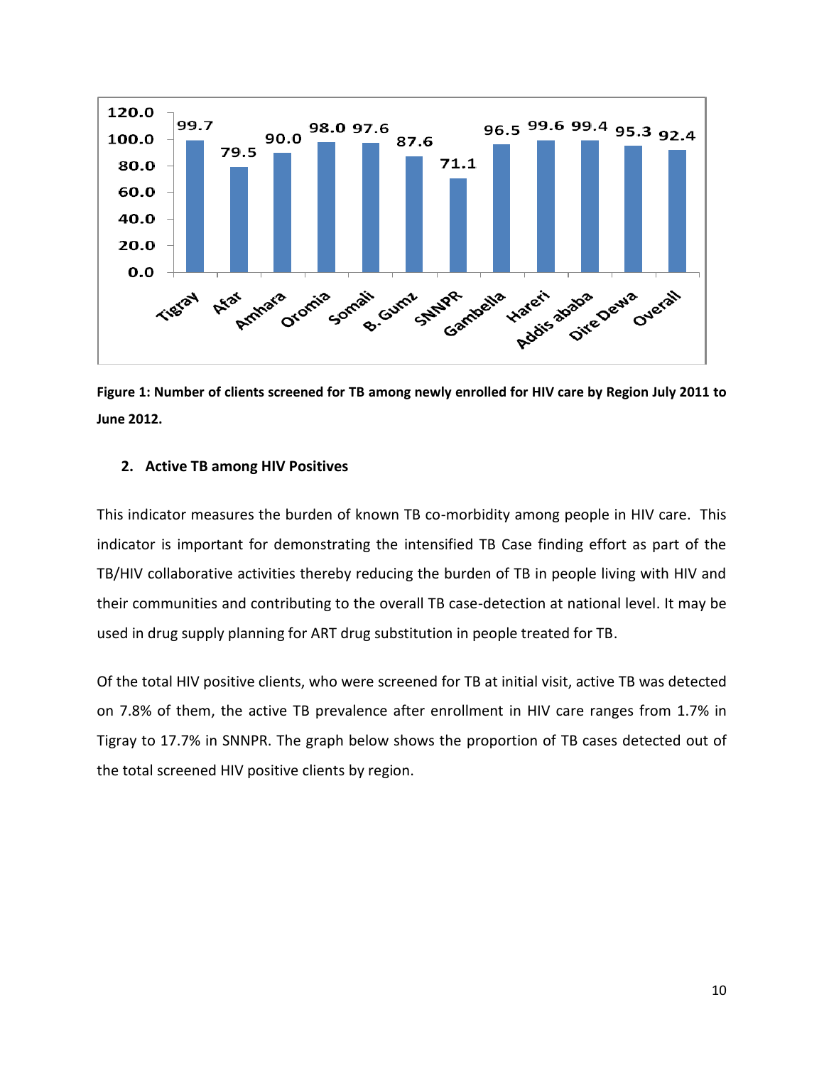Figure 1: Number of clients screened for TB among newly enrolled for HIV care by Region July 2011 to June 2012.

## 2. Active TB among HIV Positives

This indicator measures the burden of known TB co-morbidity among people in HIV care. This indicator is important for demonstrating the intensified TB Case finding effort as part of the TB/HIV collaborative activities thereby reducing the burden of TB in people living with HIV and their communities and contributing to the overall TB case-detection at national level. It may be used in drug supply planning for ART drug substitution in people treated for TB.

Of the total HIV positive clients, who were screened for TB at initial visit, active TB was detected on 7.8% of them, the active TB prevalence after enrollment in HIV care ranges from 1.7% in Tigray to 17.7% in SNNPR. The graph below shows the proportion of TB cases detected out of the total screened HIV positive clients by region.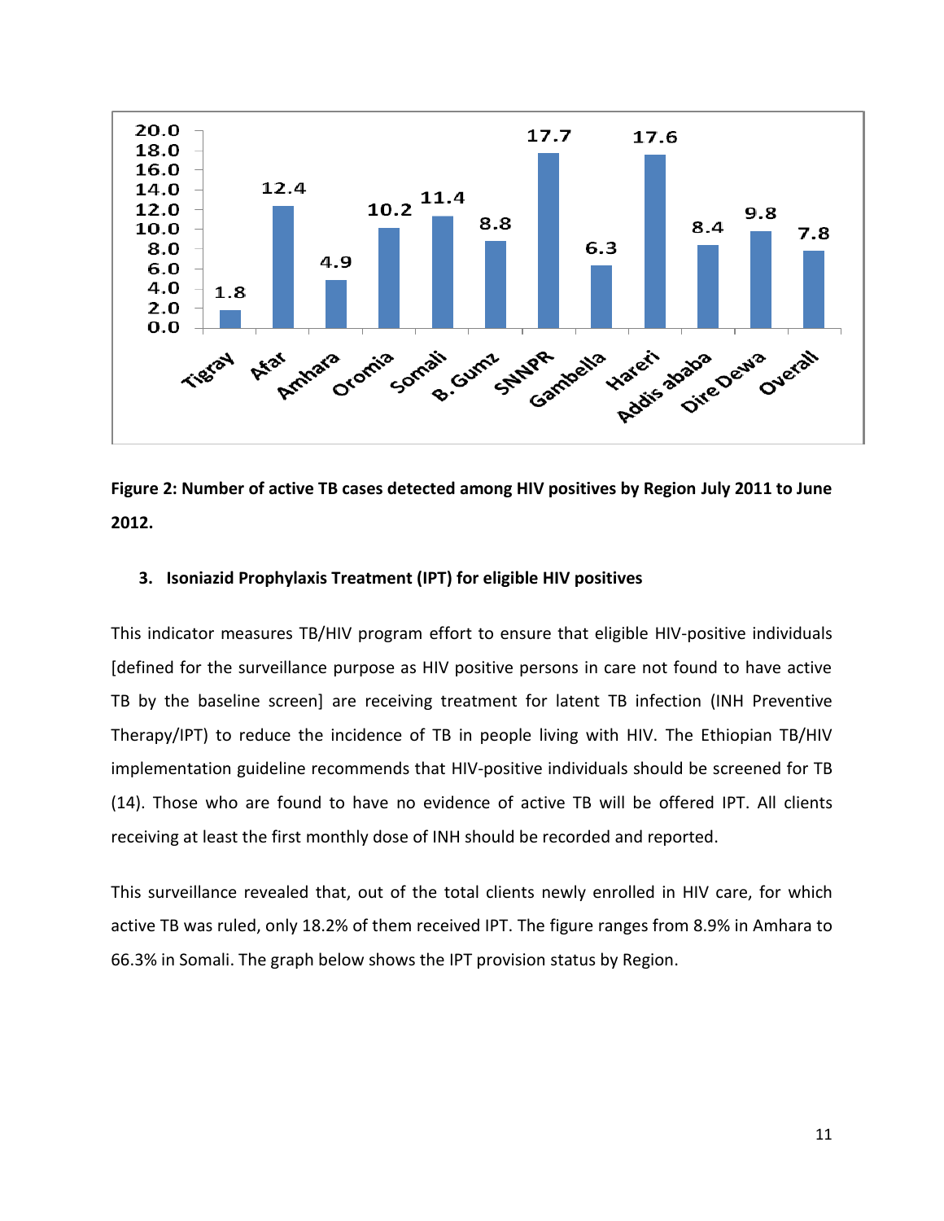Figure 2: **Number of active TB cases detected among HIV positives by Region July 2011 to June 2012.**

### 3. Isoniazid Prophylaxis Treatment (IPT) for eligible HIV positives

This indicator measures TB/HIV program effort to ensure that eligible HIV-positive individuals [defined for the surveillance purpose as HIV positive persons in care not found to have active TB by the baseline screen] are receiving treatment for latent TB infection (INH Preventive Therapy/IPT) to reduce the incidence of TB in people living with HIV. The Ethiopian TB/HIV implementation guideline recommends that HIV-positive individuals should be screened for TB (14). Those who are found to have no evidence of active TB will be offered IPT. All clients receiving at least the first monthly dose of INH should be recorded and reported.

This surveillance revealed that, out of the total clients newly enrolled in HIV care, for which active TB was ruled, only 18.2% of them received IPT. The figure ranges from 8.9% in Amhara to 66.3% in Somali. The graph below shows the IPT provision status by Region.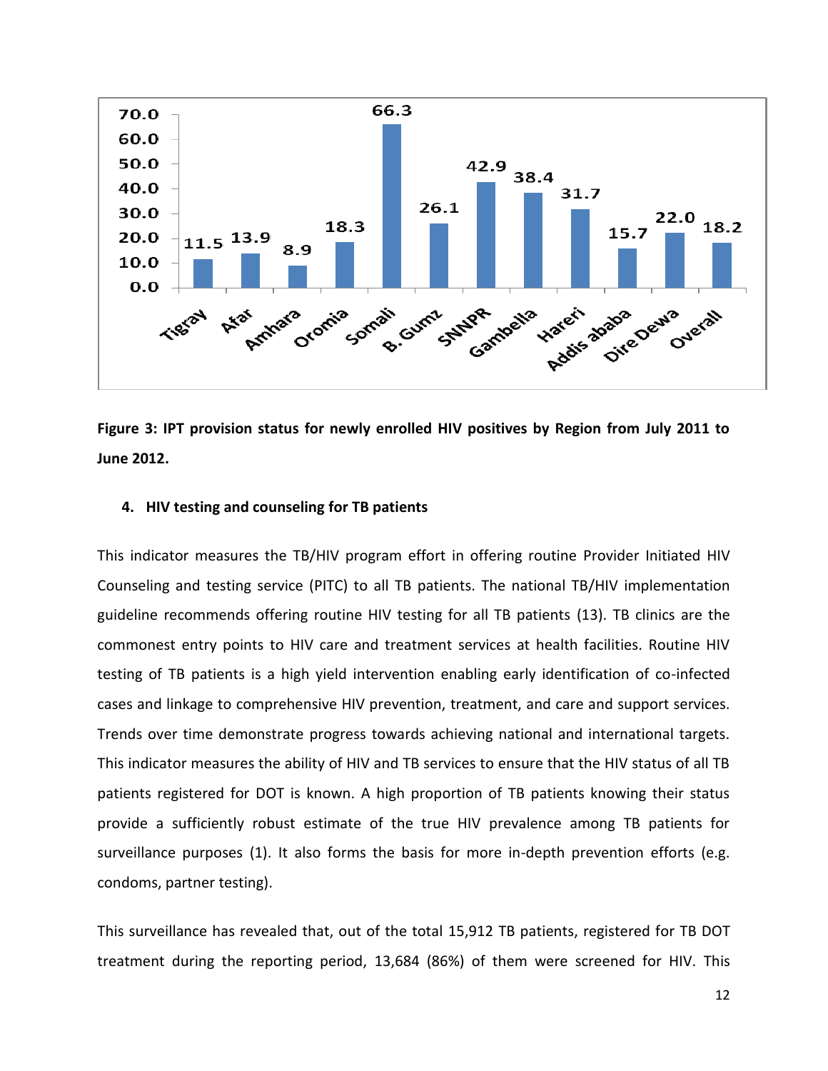| Region | IPT provision (%) |
|---|---|
| Tigray | 11.5 |
| Afar | 13.9 |
| Amhara | 8.9 |
| Oromia | 18.3 |
| Somali | 66.3 |
| B. Gumz | 26.1 |
| SNNPR | 42.9 |
| Gambella | 38.4 |
| Hareri | 31.7 |
| Addis ababa | 15.7 |
| Dire Dewa | 22.0 |
| Overall | 18.2 |

**Figure 3: IPT provision status for newly enrolled HIV positives by Region from July 2011 to June 2012.**

### 4. HIV testing and counseling for TB patients

This indicator measures the TB/HIV program effort in offering routine Provider Initiated HIV Counseling and testing service (PITC) to all TB patients. The national TB/HIV implementation guideline recommends offering routine HIV testing for all TB patients (13). TB clinics are the commonest entry points to HIV care and treatment services at health facilities. Routine HIV testing of TB patients is a high yield intervention enabling early identification of co-infected cases and linkage to comprehensive HIV prevention, treatment, and care and support services. Trends over time demonstrate progress towards achieving national and international targets. This indicator measures the ability of HIV and TB services to ensure that the HIV status of all TB patients registered for DOT is known. A high proportion of TB patients knowing their status provide a sufficiently robust estimate of the true HIV prevalence among TB patients for surveillance purposes (1). It also forms the basis for more in-depth prevention efforts (e.g. condoms, partner testing).

This surveillance has revealed that, out of the total 15,912 TB patients, registered for TB DOT treatment during the reporting period, 13,684 (86%) of them were screened for HIV. This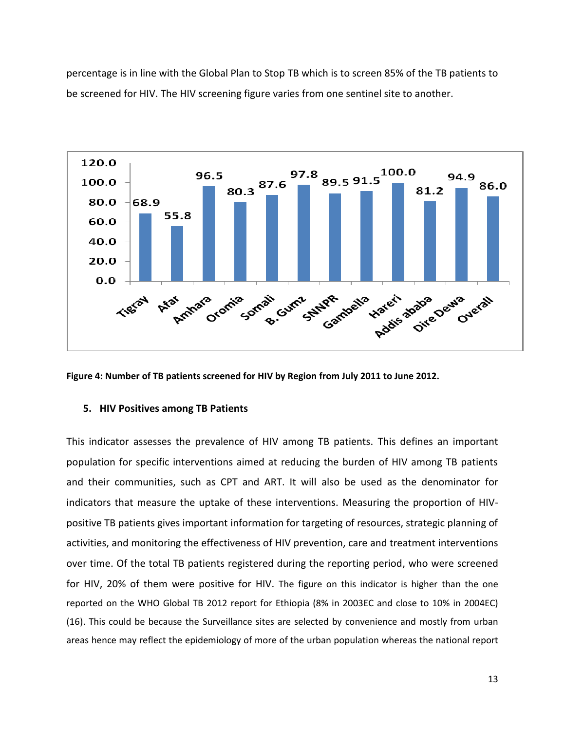percentage is in line with the Global Plan to Stop TB which is to screen 85% of the TB patients to be screened for HIV. The HIV screening figure varies from one sentinel site to another.

| Region | % |
|---|---|
| Tigray | 68.9 |
| Afar | 55.8 |
| Amhara | 96.5 |
| Oromia | 80.3 |
| Somali | 87.6 |
| B.Gumz | 97.8 |
| SNNPR | 89.5 |
| Gambella | 91.5 |
| Hareri | 100.0 |
| Addis ababa | 81.2 |
| Dire Dewa | 94.9 |
| Overall | 86.0 |

**Figure 4: Number of TB patients screened for HIV by Region from July 2011 to June 2012.**

## 5. HIV Positives among TB Patients

This indicator assesses the prevalence of HIV among TB patients. This defines an important population for specific interventions aimed at reducing the burden of HIV among TB patients and their communities, such as CPT and ART. It will also be used as the denominator for indicators that measure the uptake of these interventions. Measuring the proportion of HIV-positive TB patients gives important information for targeting of resources, strategic planning of activities, and monitoring the effectiveness of HIV prevention, care and treatment interventions over time. Of the total TB patients registered during the reporting period, who were screened for HIV, 20% of them were positive for HIV. The figure on this indicator is higher than the one reported on the WHO Global TB 2012 report for Ethiopia (8% in 2003EC and close to 10% in 2004EC) (16). This could be because the Surveillance sites are selected by convenience and mostly from urban areas hence may reflect the epidemiology of more of the urban population whereas the national report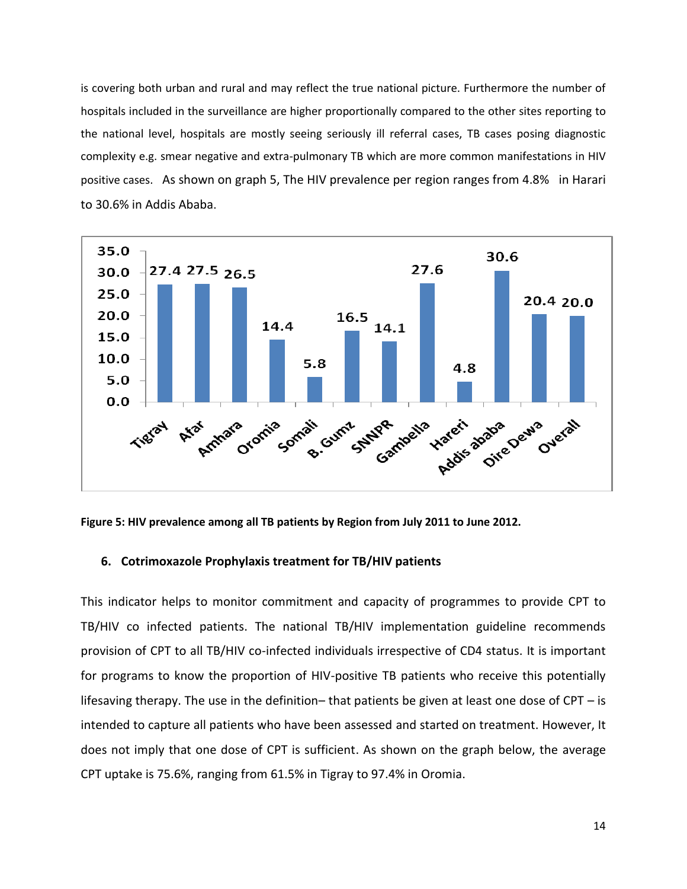is covering both urban and rural and may reflect the true national picture. Furthermore the number of hospitals included in the surveillance are higher proportionally compared to the other sites reporting to the national level, hospitals are mostly seeing seriously ill referral cases, TB cases posing diagnostic complexity e.g. smear negative and extra-pulmonary TB which are more common manifestations in HIV positive cases. As shown on graph 5, The HIV prevalence per region ranges from 4.8% in Harari to 30.6% in Addis Ababa.

| Region | HIV prevalence (%) |
| --- | --- |
| Tigray | 27.4 |
| Afar | 27.5 |
| Amhara | 26.5 |
| Oromia | 14.4 |
| Somali | 5.8 |
| B. Gumz | 16.5 |
| SNNPR | 14.1 |
| Gambella | 27.6 |
| Hareri | 4.8 |
| Addis ababa | 30.6 |
| Dire Dewa | 20.4 |
| Overall | 20.0 |

**Figure 5: HIV prevalence among all TB patients by Region from July 2011 to June 2012.**

## 6. Cotrimoxazole Prophylaxis treatment for TB/HIV patients

This indicator helps to monitor commitment and capacity of programmes to provide CPT to TB/HIV co infected patients. The national TB/HIV implementation guideline recommends provision of CPT to all TB/HIV co-infected individuals irrespective of CD4 status. It is important for programs to know the proportion of HIV-positive TB patients who receive this potentially lifesaving therapy. The use in the definition– that patients be given at least one dose of CPT – is intended to capture all patients who have been assessed and started on treatment. However, It does not imply that one dose of CPT is sufficient. As shown on the graph below, the average CPT uptake is 75.6%, ranging from 61.5% in Tigray to 97.4% in Oromia.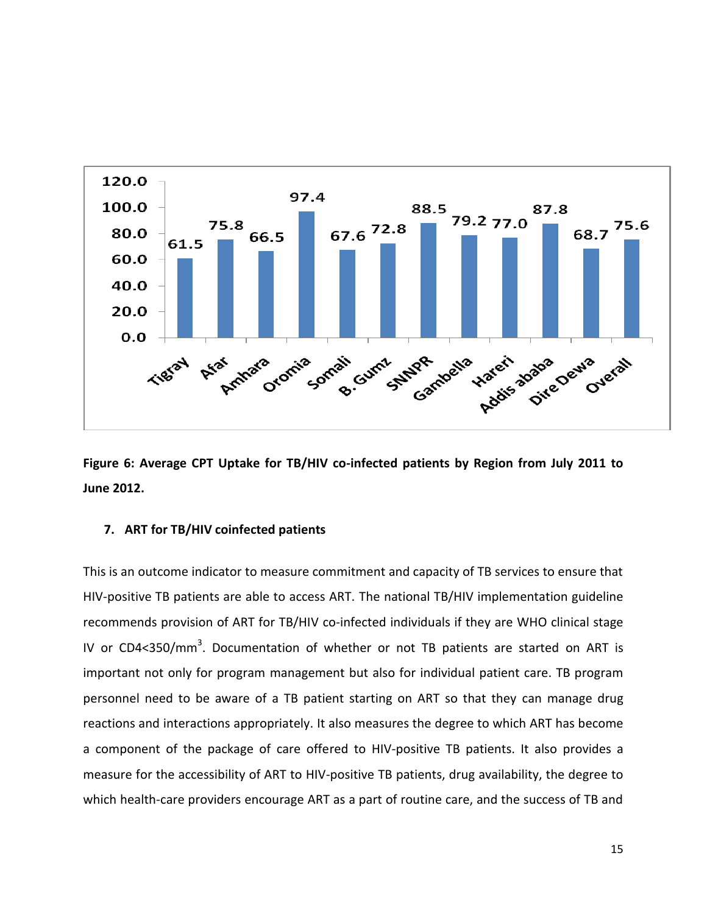**Figure 6: Average CPT Uptake for TB/HIV co-infected patients by Region from July 2011 to June 2012.**

## 7. ART for TB/HIV coinfected patients

This is an outcome indicator to measure commitment and capacity of TB services to ensure that HIV-positive TB patients are able to access ART. The national TB/HIV implementation guideline recommends provision of ART for TB/HIV co-infected individuals if they are WHO clinical stage IV or CD4<350/mm$^3$. Documentation of whether or not TB patients are started on ART is important not only for program management but also for individual patient care. TB program personnel need to be aware of a TB patient starting on ART so that they can manage drug reactions and interactions appropriately. It also measures the degree to which ART has become a component of the package of care offered to HIV-positive TB patients. It also provides a measure for the accessibility of ART to HIV-positive TB patients, drug availability, the degree to which health-care providers encourage ART as a part of routine care, and the success of TB and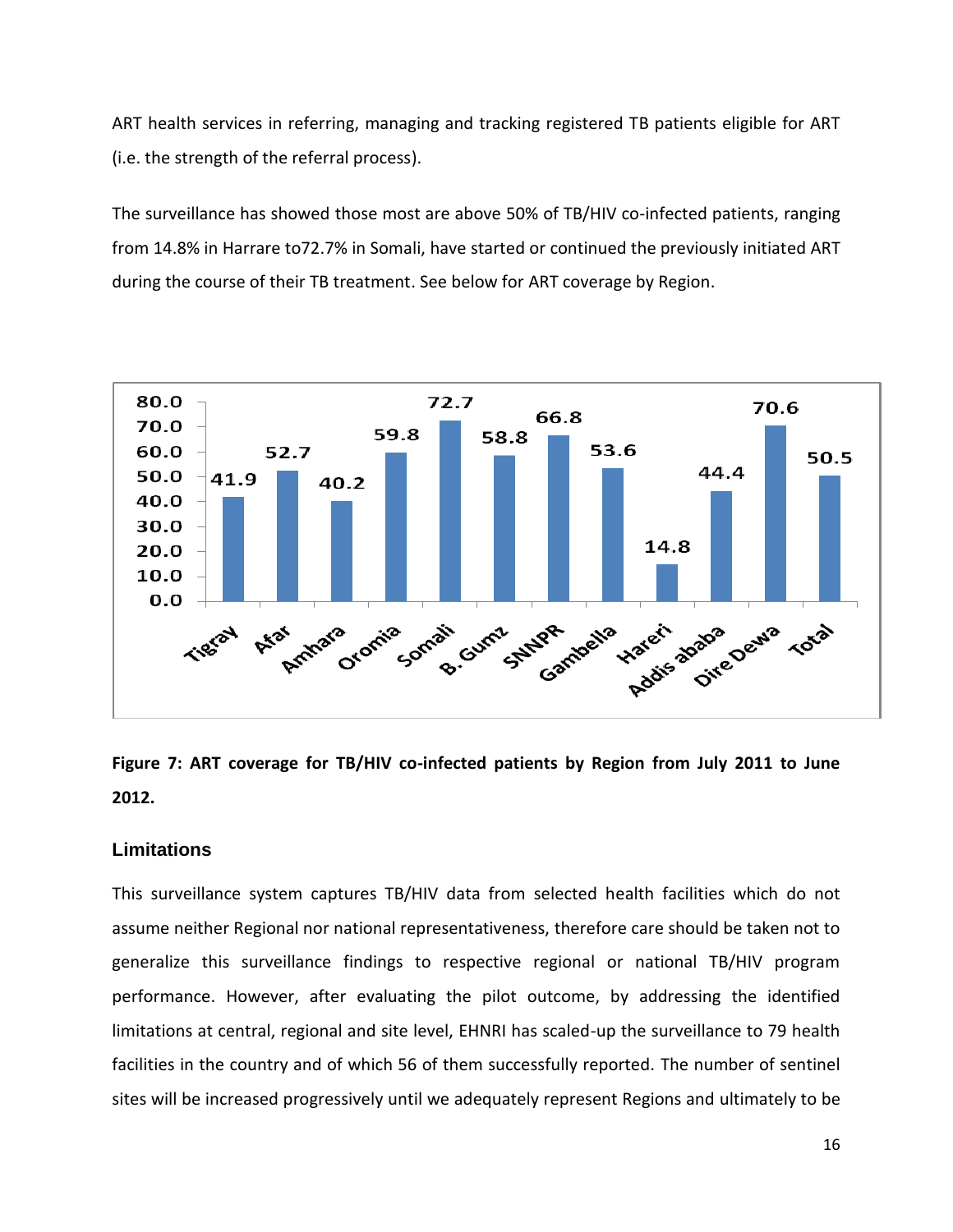ART health services in referring, managing and tracking registered TB patients eligible for ART (i.e. the strength of the referral process).

The surveillance has showed those most are above 50% of TB/HIV co-infected patients, ranging from 14.8% in Harrare to72.7% in Somali, have started or continued the previously initiated ART during the course of their TB treatment. See below for ART coverage by Region.

| Region | ART coverage (%) |
|---|---|
| Tigray | 41.9 |
| Afar | 52.7 |
| Amhara | 40.2 |
| Oromia | 59.8 |
| Somali | 72.7 |
| B. Gumz | 58.8 |
| SNNPR | 66.8 |
| Gambella | 53.6 |
| Hareri | 14.8 |
| Addis ababa | 44.4 |
| Dire Dewa | 70.6 |
| Total | 50.5 |

**Figure 7: ART coverage for TB/HIV co-infected patients by Region from July 2011 to June 2012.**

### Limitations

This surveillance system captures TB/HIV data from selected health facilities which do not assume neither Regional nor national representativeness, therefore care should be taken not to generalize this surveillance findings to respective regional or national TB/HIV program performance. However, after evaluating the pilot outcome, by addressing the identified limitations at central, regional and site level, EHNRI has scaled-up the surveillance to 79 health facilities in the country and of which 56 of them successfully reported. The number of sentinel sites will be increased progressively until we adequately represent Regions and ultimately to be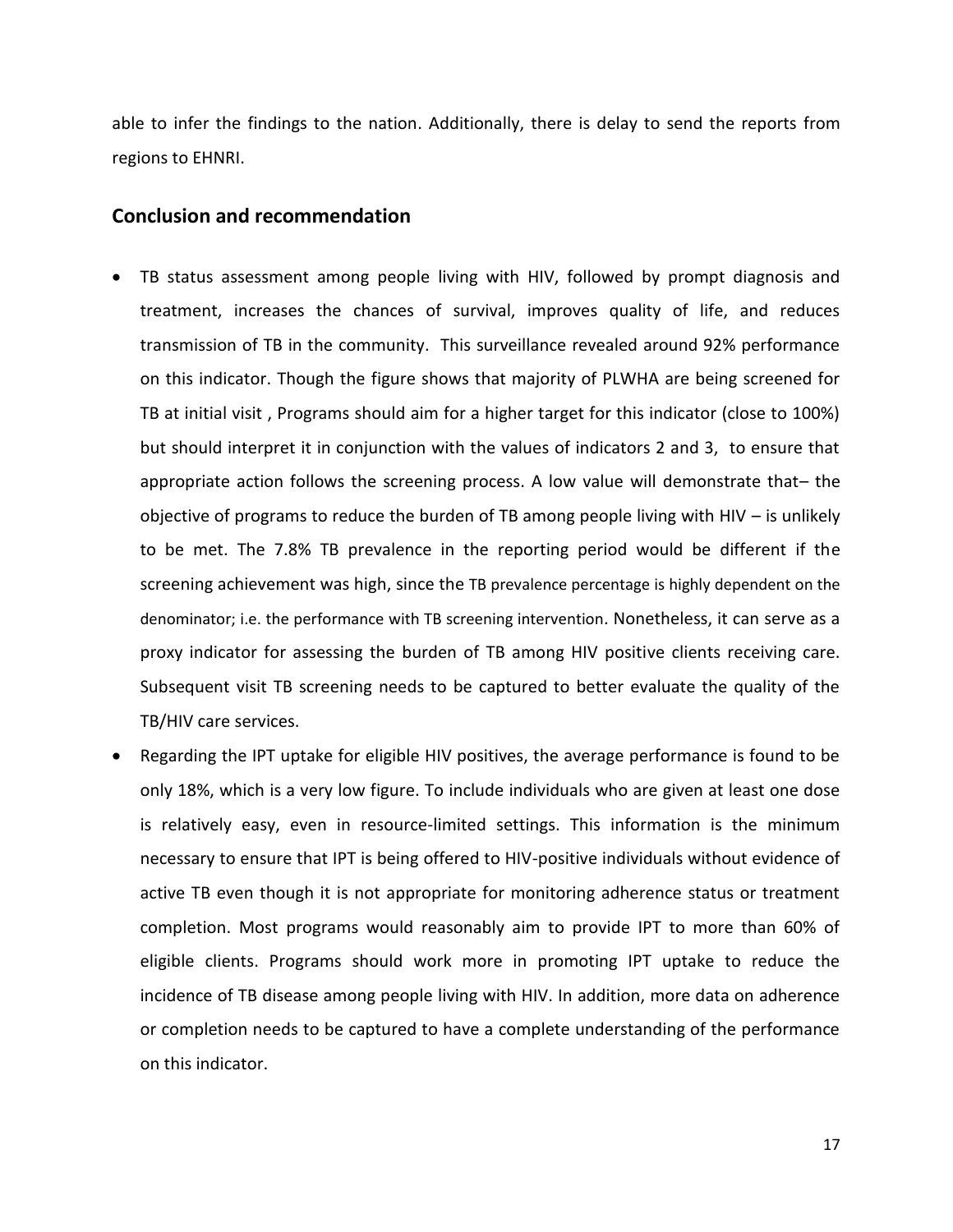able to infer the findings to the nation. Additionally, there is delay to send the reports from regions to EHNRI.

## Conclusion and recommendation

- TB status assessment among people living with HIV, followed by prompt diagnosis and treatment, increases the chances of survival, improves quality of life, and reduces transmission of TB in the community. This surveillance revealed around 92% performance on this indicator. Though the figure shows that majority of PLWHA are being screened for TB at initial visit , Programs should aim for a higher target for this indicator (close to 100%) but should interpret it in conjunction with the values of indicators 2 and 3, to ensure that appropriate action follows the screening process. A low value will demonstrate that– the objective of programs to reduce the burden of TB among people living with HIV – is unlikely to be met. The 7.8% TB prevalence in the reporting period would be different if the screening achievement was high, since the TB prevalence percentage is highly dependent on the denominator; i.e. the performance with TB screening intervention. Nonetheless, it can serve as a proxy indicator for assessing the burden of TB among HIV positive clients receiving care. Subsequent visit TB screening needs to be captured to better evaluate the quality of the TB/HIV care services.
- Regarding the IPT uptake for eligible HIV positives, the average performance is found to be only 18%, which is a very low figure. To include individuals who are given at least one dose is relatively easy, even in resource-limited settings. This information is the minimum necessary to ensure that IPT is being offered to HIV-positive individuals without evidence of active TB even though it is not appropriate for monitoring adherence status or treatment completion. Most programs would reasonably aim to provide IPT to more than 60% of eligible clients. Programs should work more in promoting IPT uptake to reduce the incidence of TB disease among people living with HIV. In addition, more data on adherence or completion needs to be captured to have a complete understanding of the performance on this indicator.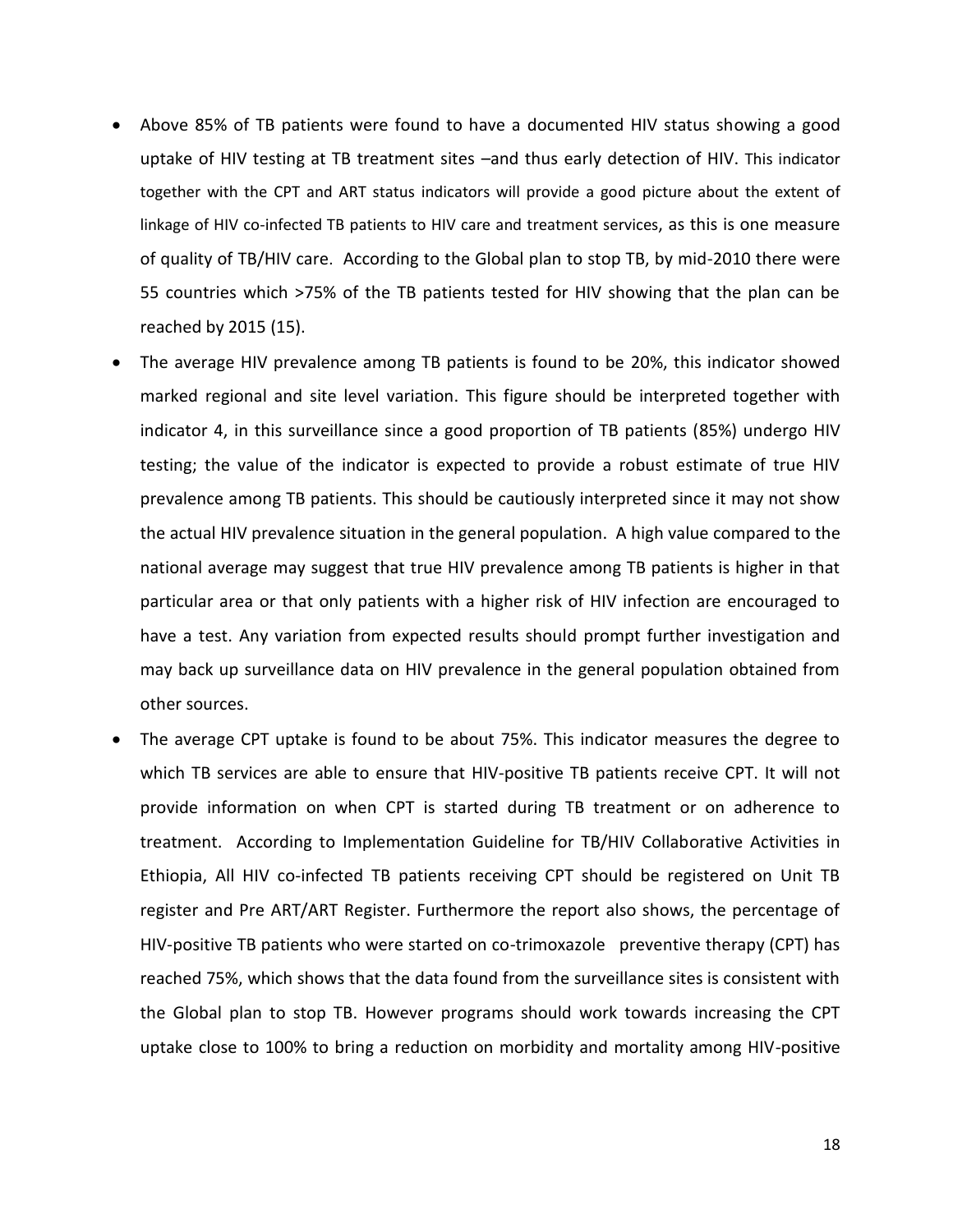- Above 85% of TB patients were found to have a documented HIV status showing a good uptake of HIV testing at TB treatment sites –and thus early detection of HIV. This indicator together with the CPT and ART status indicators will provide a good picture about the extent of linkage of HIV co-infected TB patients to HIV care and treatment services, as this is one measure of quality of TB/HIV care. According to the Global plan to stop TB, by mid-2010 there were 55 countries which >75% of the TB patients tested for HIV showing that the plan can be reached by 2015 (15).
- The average HIV prevalence among TB patients is found to be 20%, this indicator showed marked regional and site level variation. This figure should be interpreted together with indicator 4, in this surveillance since a good proportion of TB patients (85%) undergo HIV testing; the value of the indicator is expected to provide a robust estimate of true HIV prevalence among TB patients. This should be cautiously interpreted since it may not show the actual HIV prevalence situation in the general population. A high value compared to the national average may suggest that true HIV prevalence among TB patients is higher in that particular area or that only patients with a higher risk of HIV infection are encouraged to have a test. Any variation from expected results should prompt further investigation and may back up surveillance data on HIV prevalence in the general population obtained from other sources.
- The average CPT uptake is found to be about 75%. This indicator measures the degree to which TB services are able to ensure that HIV-positive TB patients receive CPT. It will not provide information on when CPT is started during TB treatment or on adherence to treatment. According to Implementation Guideline for TB/HIV Collaborative Activities in Ethiopia, All HIV co-infected TB patients receiving CPT should be registered on Unit TB register and Pre ART/ART Register. Furthermore the report also shows, the percentage of HIV-positive TB patients who were started on co-trimoxazole preventive therapy (CPT) has reached 75%, which shows that the data found from the surveillance sites is consistent with the Global plan to stop TB. However programs should work towards increasing the CPT uptake close to 100% to bring a reduction on morbidity and mortality among HIV-positive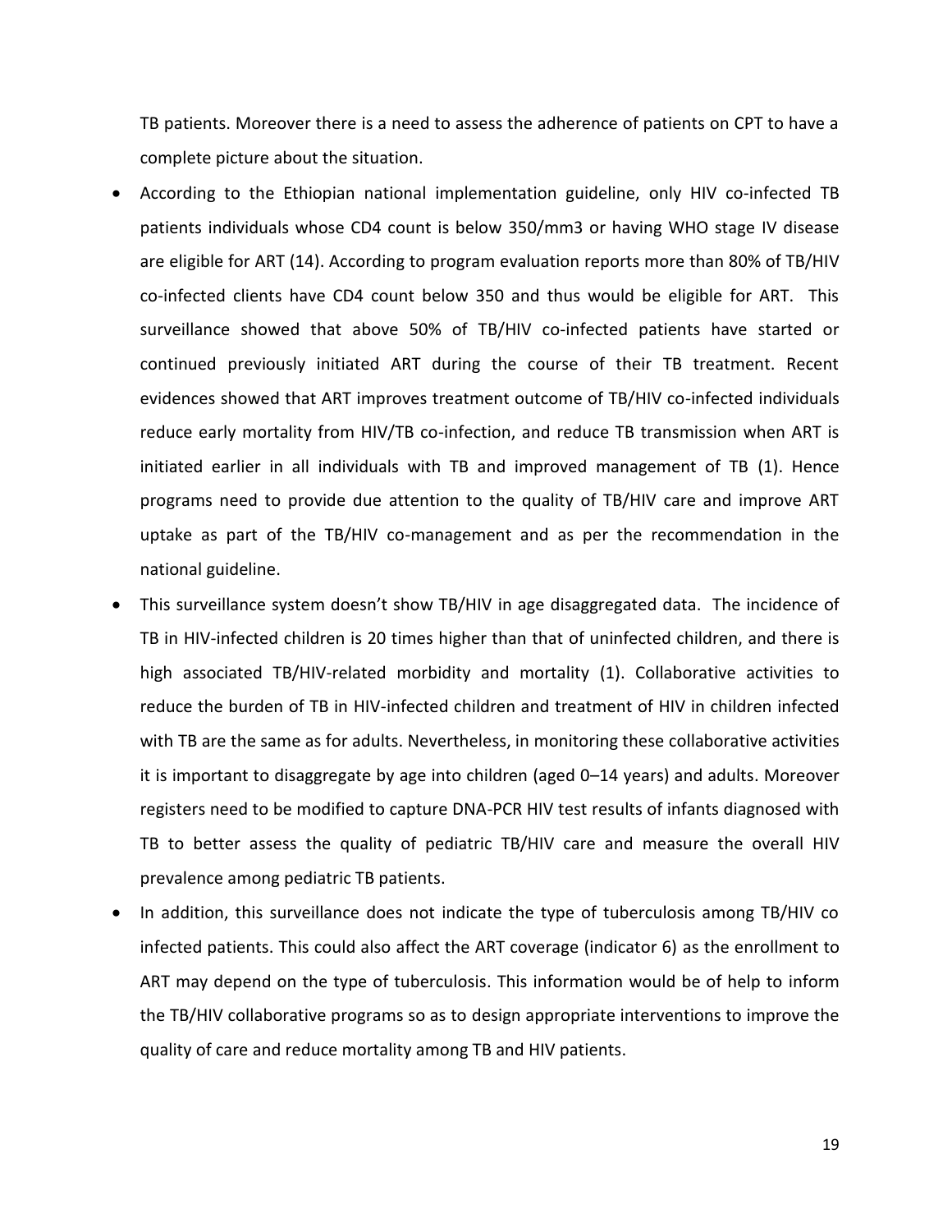TB patients. Moreover there is a need to assess the adherence of patients on CPT to have a complete picture about the situation.

- According to the Ethiopian national implementation guideline, only HIV co-infected TB patients individuals whose CD4 count is below 350/mm3 or having WHO stage IV disease are eligible for ART (14). According to program evaluation reports more than 80% of TB/HIV co-infected clients have CD4 count below 350 and thus would be eligible for ART. This surveillance showed that above 50% of TB/HIV co-infected patients have started or continued previously initiated ART during the course of their TB treatment. Recent evidences showed that ART improves treatment outcome of TB/HIV co-infected individuals reduce early mortality from HIV/TB co-infection, and reduce TB transmission when ART is initiated earlier in all individuals with TB and improved management of TB (1). Hence programs need to provide due attention to the quality of TB/HIV care and improve ART uptake as part of the TB/HIV co-management and as per the recommendation in the national guideline.
- This surveillance system doesn't show TB/HIV in age disaggregated data. The incidence of TB in HIV-infected children is 20 times higher than that of uninfected children, and there is high associated TB/HIV-related morbidity and mortality (1). Collaborative activities to reduce the burden of TB in HIV-infected children and treatment of HIV in children infected with TB are the same as for adults. Nevertheless, in monitoring these collaborative activities it is important to disaggregate by age into children (aged 0–14 years) and adults. Moreover registers need to be modified to capture DNA-PCR HIV test results of infants diagnosed with TB to better assess the quality of pediatric TB/HIV care and measure the overall HIV prevalence among pediatric TB patients.
- In addition, this surveillance does not indicate the type of tuberculosis among TB/HIV co infected patients. This could also affect the ART coverage (indicator 6) as the enrollment to ART may depend on the type of tuberculosis. This information would be of help to inform the TB/HIV collaborative programs so as to design appropriate interventions to improve the quality of care and reduce mortality among TB and HIV patients.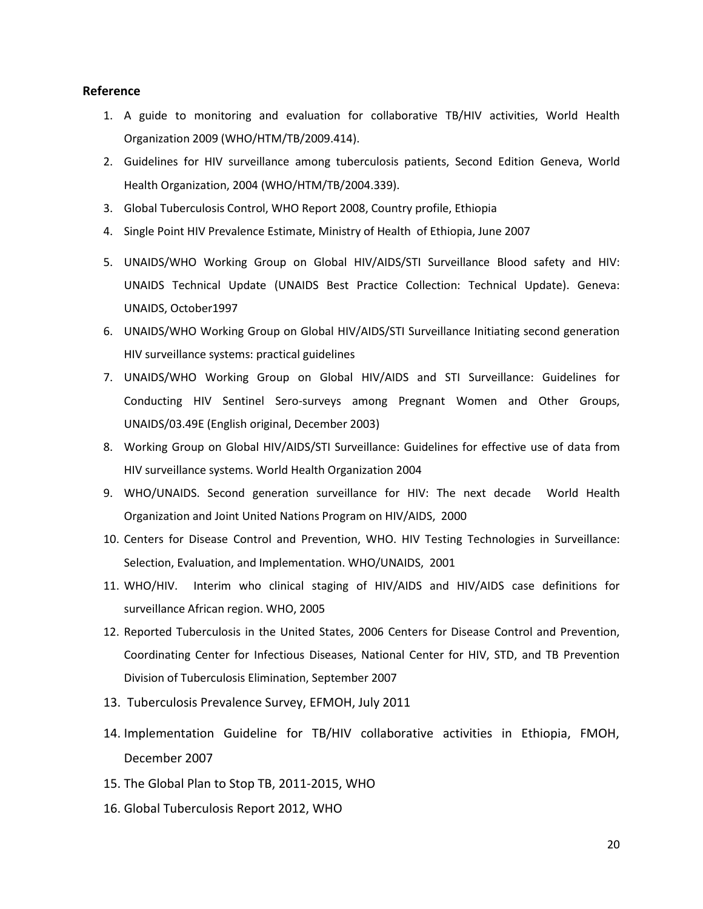**Reference**

1. A guide to monitoring and evaluation for collaborative TB/HIV activities, World Health Organization 2009 (WHO/HTM/TB/2009.414).
2. Guidelines for HIV surveillance among tuberculosis patients, Second Edition Geneva, World Health Organization, 2004 (WHO/HTM/TB/2004.339).
3. Global Tuberculosis Control, WHO Report 2008, Country profile, Ethiopia
4. Single Point HIV Prevalence Estimate, Ministry of Health of Ethiopia, June 2007
5. UNAIDS/WHO Working Group on Global HIV/AIDS/STI Surveillance Blood safety and HIV: UNAIDS Technical Update (UNAIDS Best Practice Collection: Technical Update). Geneva: UNAIDS, October1997
6. UNAIDS/WHO Working Group on Global HIV/AIDS/STI Surveillance Initiating second generation HIV surveillance systems: practical guidelines
7. UNAIDS/WHO Working Group on Global HIV/AIDS and STI Surveillance: Guidelines for Conducting HIV Sentinel Sero-surveys among Pregnant Women and Other Groups, UNAIDS/03.49E (English original, December 2003)
8. Working Group on Global HIV/AIDS/STI Surveillance: Guidelines for effective use of data from HIV surveillance systems. World Health Organization 2004
9. WHO/UNAIDS. Second generation surveillance for HIV: The next decade World Health Organization and Joint United Nations Program on HIV/AIDS, 2000
10. Centers for Disease Control and Prevention, WHO. HIV Testing Technologies in Surveillance: Selection, Evaluation, and Implementation. WHO/UNAIDS, 2001
11. WHO/HIV. Interim who clinical staging of HIV/AIDS and HIV/AIDS case definitions for surveillance African region. WHO, 2005
12. Reported Tuberculosis in the United States, 2006 Centers for Disease Control and Prevention, Coordinating Center for Infectious Diseases, National Center for HIV, STD, and TB Prevention Division of Tuberculosis Elimination, September 2007
13. Tuberculosis Prevalence Survey, EFMOH, July 2011
14. Implementation Guideline for TB/HIV collaborative activities in Ethiopia, FMOH, December 2007
15. The Global Plan to Stop TB, 2011-2015, WHO
16. Global Tuberculosis Report 2012, WHO